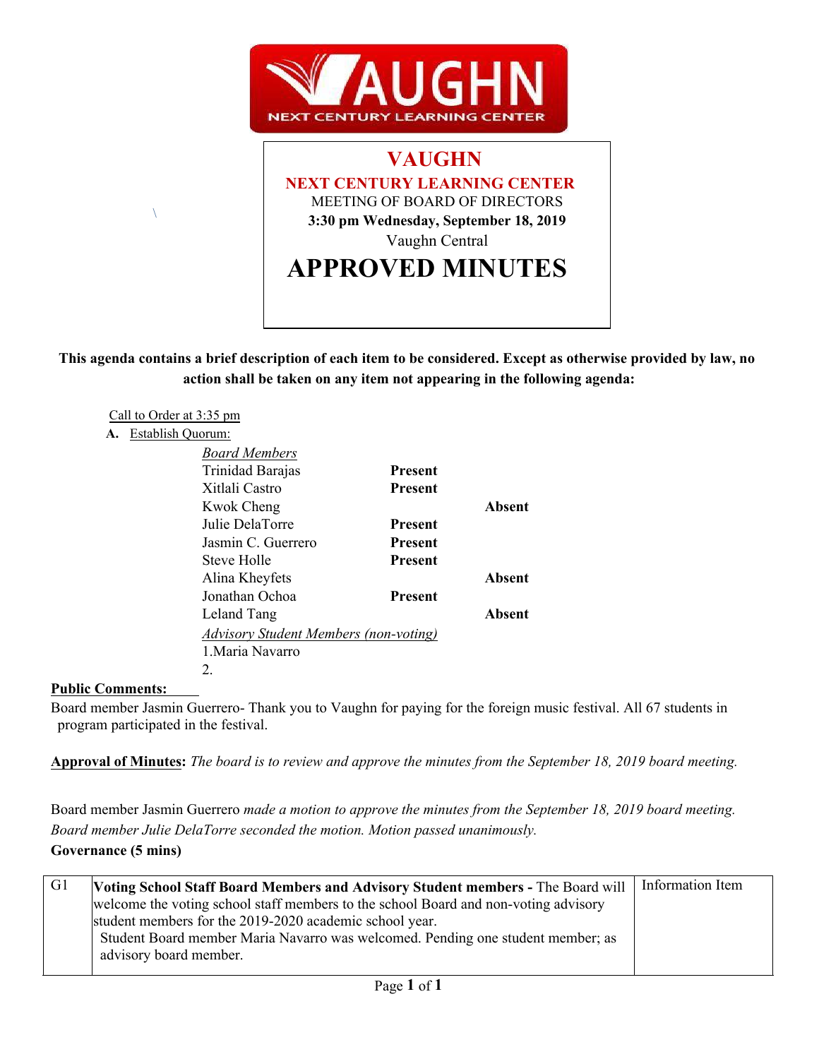# VAUGHN

## NEXT CENTURY LEARNING CENTER

MEETING OF BOARD OF DIRECTORS

**3:30 pm Wednesday, September 18, 2019**

Vaughn Central

# APPROVED MINUTES

**This agenda contains a brief description of each item to be considered. Except as otherwise provided by law, no action shall be taken on any item not appearing in the following agenda:**

Call to Order at 3:35 pm

**A.** Establish Quorum:

| *Board Members* | | |
|---|---|---|
| Trinidad Barajas | **Present** | |
| Xitlali Castro | **Present** | |
| Kwok Cheng | | **Absent** |
| Julie DelaTorre | **Present** | |
| Jasmin C. Guerrero | **Present** | |
| Steve Holle | **Present** | |
| Alina Kheyfets | | **Absent** |
| Jonathan Ochoa | **Present** | |
| Leland Tang | | **Absent** |
| *Advisory Student Members (non-voting)* | | |
| 1.Maria Navarro | | |
| 2. | | |

**Public Comments:**

Board member Jasmin Guerrero- Thank you to Vaughn for paying for the foreign music festival. All 67 students in program participated in the festival.

**Approval of Minutes:** *The board is to review and approve the minutes from the September 18, 2019 board meeting.*

Board member Jasmin Guerrero *made a motion to approve the minutes from the September 18, 2019 board meeting. Board member Julie DelaTorre seconded the motion. Motion passed unanimously.*

**Governance (5 mins)**

| | | |
|---|---|---|
| G1 | **Voting School Staff Board Members and Advisory Student members -** The Board will welcome the voting school staff members to the school Board and non-voting advisory student members for the 2019-2020 academic school year.<br>Student Board member Maria Navarro was welcomed. Pending one student member; as advisory board member. | Information Item |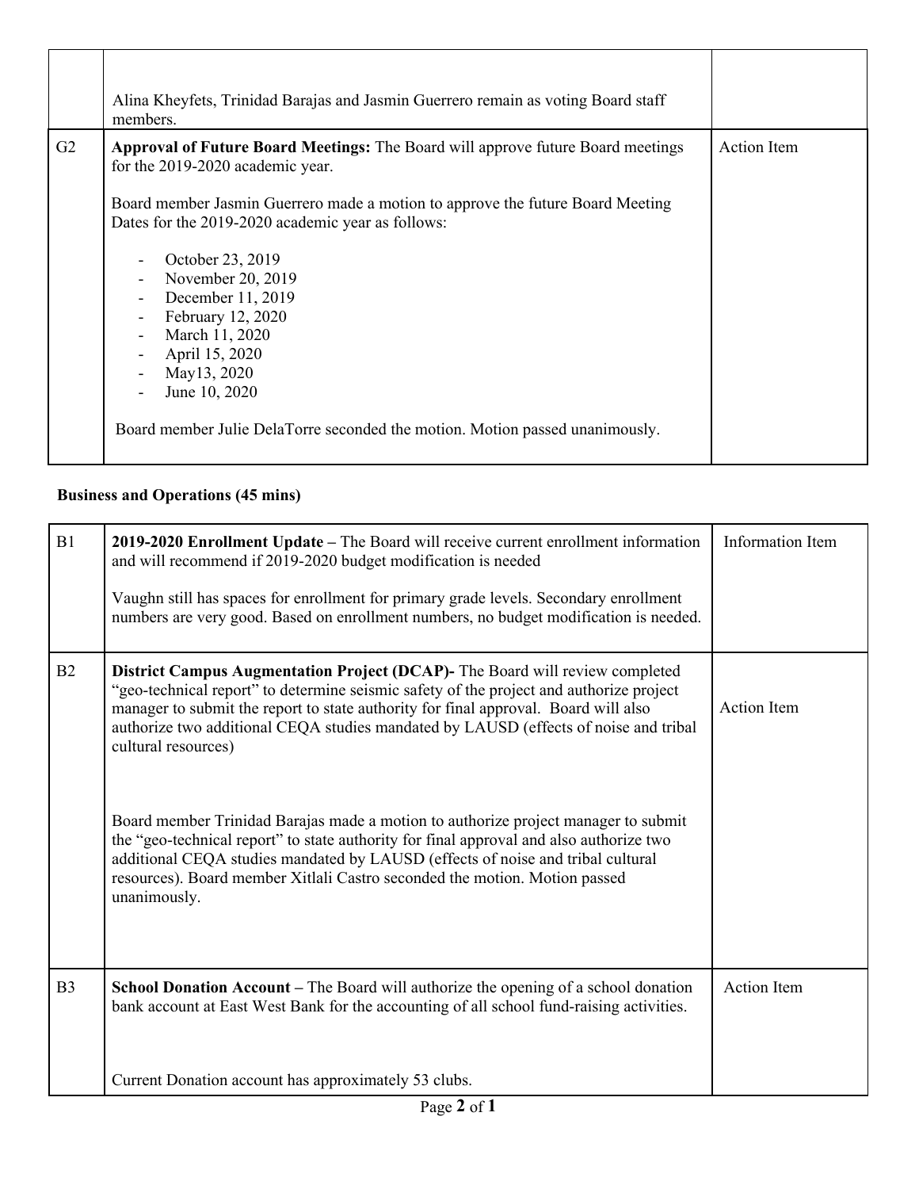| | | |
|---|---|---|
| | Alina Kheyfets, Trinidad Barajas and Jasmin Guerrero remain as voting Board staff members. | |
| G2 | **Approval of Future Board Meetings:** The Board will approve future Board meetings for the 2019-2020 academic year.<br><br>Board member Jasmin Guerrero made a motion to approve the future Board Meeting Dates for the 2019-2020 academic year as follows:<br><br>- October 23, 2019<br>- November 20, 2019<br>- December 11, 2019<br>- February 12, 2020<br>- March 11, 2020<br>- April 15, 2020<br>- May13, 2020<br>- June 10, 2020<br><br>Board member Julie DelaTorre seconded the motion. Motion passed unanimously. | Action Item |

**Business and Operations (45 mins)**

| | | |
|---|---|---|
| B1 | **2019-2020 Enrollment Update –** The Board will receive current enrollment information and will recommend if 2019-2020 budget modification is needed<br><br>Vaughn still has spaces for enrollment for primary grade levels. Secondary enrollment numbers are very good. Based on enrollment numbers, no budget modification is needed. | Information Item |
| B2 | **District Campus Augmentation Project (DCAP)-** The Board will review completed "geo-technical report" to determine seismic safety of the project and authorize project manager to submit the report to state authority for final approval. Board will also authorize two additional CEQA studies mandated by LAUSD (effects of noise and tribal cultural resources)<br><br>Board member Trinidad Barajas made a motion to authorize project manager to submit the "geo-technical report" to state authority for final approval and also authorize two additional CEQA studies mandated by LAUSD (effects of noise and tribal cultural resources). Board member Xitlali Castro seconded the motion. Motion passed unanimously. | Action Item |
| B3 | **School Donation Account –** The Board will authorize the opening of a school donation bank account at East West Bank for the accounting of all school fund-raising activities.<br><br>Current Donation account has approximately 53 clubs. | Action Item |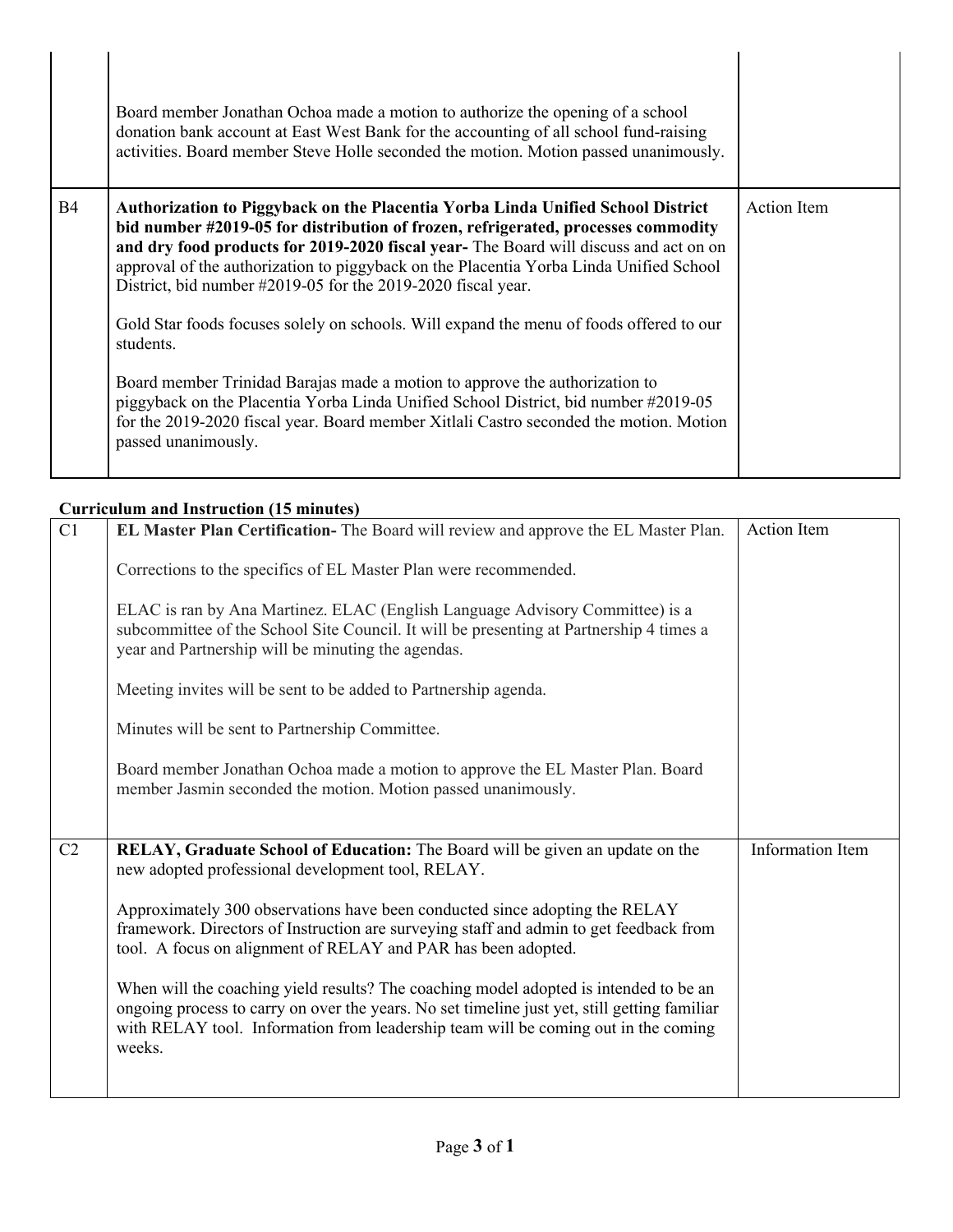| | | |
|---|---|---|
| | Board member Jonathan Ochoa made a motion to authorize the opening of a school donation bank account at East West Bank for the accounting of all school fund-raising activities. Board member Steve Holle seconded the motion. Motion passed unanimously. | |
| B4 | **Authorization to Piggyback on the Placentia Yorba Linda Unified School District bid number #2019-05 for distribution of frozen, refrigerated, processes commodity and dry food products for 2019-2020 fiscal year-** The Board will discuss and act on on approval of the authorization to piggyback on the Placentia Yorba Linda Unified School District, bid number #2019-05 for the 2019-2020 fiscal year.<br><br>Gold Star foods focuses solely on schools. Will expand the menu of foods offered to our students.<br><br>Board member Trinidad Barajas made a motion to approve the authorization to piggyback on the Placentia Yorba Linda Unified School District, bid number #2019-05 for the 2019-2020 fiscal year. Board member Xitlali Castro seconded the motion. Motion passed unanimously. | Action Item |

**Curriculum and Instruction (15 minutes)**

| | | |
|---|---|---|
| C1 | **EL Master Plan Certification-** The Board will review and approve the EL Master Plan.<br><br>Corrections to the specifics of EL Master Plan were recommended.<br><br>ELAC is ran by Ana Martinez. ELAC (English Language Advisory Committee) is a subcommittee of the School Site Council. It will be presenting at Partnership 4 times a year and Partnership will be minuting the agendas.<br><br>Meeting invites will be sent to be added to Partnership agenda.<br><br>Minutes will be sent to Partnership Committee.<br><br>Board member Jonathan Ochoa made a motion to approve the EL Master Plan. Board member Jasmin seconded the motion. Motion passed unanimously. | Action Item |
| C2 | **RELAY, Graduate School of Education:** The Board will be given an update on the new adopted professional development tool, RELAY.<br><br>Approximately 300 observations have been conducted since adopting the RELAY framework. Directors of Instruction are surveying staff and admin to get feedback from tool. A focus on alignment of RELAY and PAR has been adopted.<br><br>When will the coaching yield results? The coaching model adopted is intended to be an ongoing process to carry on over the years. No set timeline just yet, still getting familiar with RELAY tool. Information from leadership team will be coming out in the coming weeks. | Information Item |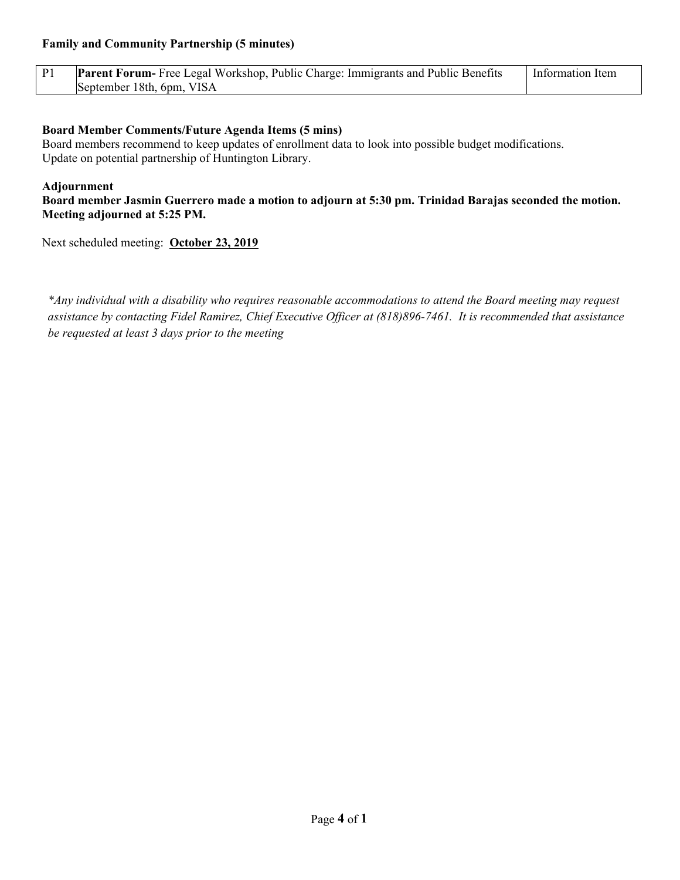**Family and Community Partnership (5 minutes)**

| | | |
|---|---|---|
| P1 | **Parent Forum-** Free Legal Workshop, Public Charge: Immigrants and Public Benefits September 18th, 6pm, VISA | Information Item |

**Board Member Comments/Future Agenda Items (5 mins)**

Board members recommend to keep updates of enrollment data to look into possible budget modifications.
Update on potential partnership of Huntington Library.

**Adjournment**

**Board member Jasmin Guerrero made a motion to adjourn at 5:30 pm. Trinidad Barajas seconded the motion. Meeting adjourned at 5:25 PM.**

Next scheduled meeting: **October 23, 2019**

*\*Any individual with a disability who requires reasonable accommodations to attend the Board meeting may request assistance by contacting Fidel Ramirez, Chief Executive Officer at (818)896-7461. It is recommended that assistance be requested at least 3 days prior to the meeting*